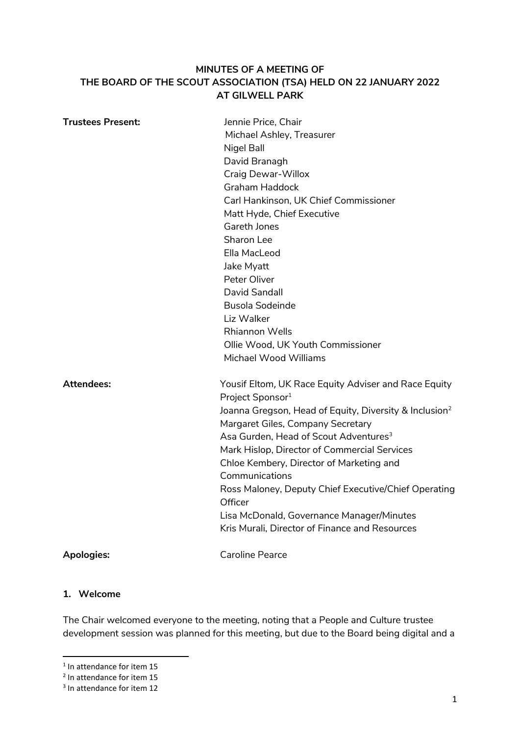**MINUTES OF A MEETING OF**
**THE BOARD OF THE SCOUT ASSOCIATION (TSA) HELD ON 22 JANUARY 2022**
**AT GILWELL PARK**

| | |
|---|---|
| **Trustees Present:** | Jennie Price, Chair |
| | Michael Ashley, Treasurer |
| | Nigel Ball |
| | David Branagh |
| | Craig Dewar-Willox |
| | Graham Haddock |
| | Carl Hankinson, UK Chief Commissioner |
| | Matt Hyde, Chief Executive |
| | Gareth Jones |
| | Sharon Lee |
| | Ella MacLeod |
| | Jake Myatt |
| | Peter Oliver |
| | David Sandall |
| | Busola Sodeinde |
| | Liz Walker |
| | Rhiannon Wells |
| | Ollie Wood, UK Youth Commissioner |
| | Michael Wood Williams |
| **Attendees:** | Yousif Eltom, UK Race Equity Adviser and Race Equity Project Sponsor[1] |
| | Joanna Gregson, Head of Equity, Diversity & Inclusion[2] |
| | Margaret Giles, Company Secretary |
| | Asa Gurden, Head of Scout Adventures[3] |
| | Mark Hislop, Director of Commercial Services |
| | Chloe Kembery, Director of Marketing and Communications |
| | Ross Maloney, Deputy Chief Executive/Chief Operating Officer |
| | Lisa McDonald, Governance Manager/Minutes |
| | Kris Murali, Director of Finance and Resources |
| **Apologies:** | Caroline Pearce |

## 1. Welcome

The Chair welcomed everyone to the meeting, noting that a People and Culture trustee development session was planned for this meeting, but due to the Board being digital and a

---

[1] In attendance for item 15

[2] In attendance for item 15

[3] In attendance for item 12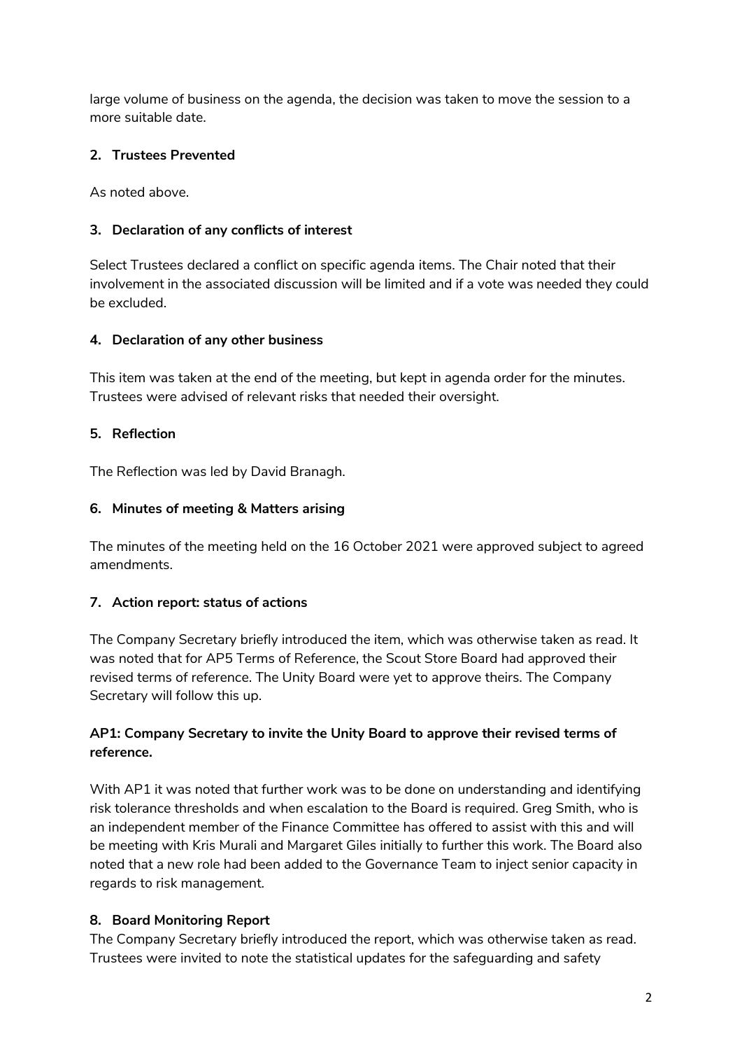large volume of business on the agenda, the decision was taken to move the session to a more suitable date.

### 2. Trustees Prevented

As noted above.

### 3. Declaration of any conflicts of interest

Select Trustees declared a conflict on specific agenda items. The Chair noted that their involvement in the associated discussion will be limited and if a vote was needed they could be excluded.

### 4. Declaration of any other business

This item was taken at the end of the meeting, but kept in agenda order for the minutes. Trustees were advised of relevant risks that needed their oversight.

### 5. Reflection

The Reflection was led by David Branagh.

### 6. Minutes of meeting & Matters arising

The minutes of the meeting held on the 16 October 2021 were approved subject to agreed amendments.

### 7. Action report: status of actions

The Company Secretary briefly introduced the item, which was otherwise taken as read. It was noted that for AP5 Terms of Reference, the Scout Store Board had approved their revised terms of reference. The Unity Board were yet to approve theirs. The Company Secretary will follow this up.

**AP1: Company Secretary to invite the Unity Board to approve their revised terms of reference.**

With AP1 it was noted that further work was to be done on understanding and identifying risk tolerance thresholds and when escalation to the Board is required. Greg Smith, who is an independent member of the Finance Committee has offered to assist with this and will be meeting with Kris Murali and Margaret Giles initially to further this work. The Board also noted that a new role had been added to the Governance Team to inject senior capacity in regards to risk management.

### 8. Board Monitoring Report

The Company Secretary briefly introduced the report, which was otherwise taken as read. Trustees were invited to note the statistical updates for the safeguarding and safety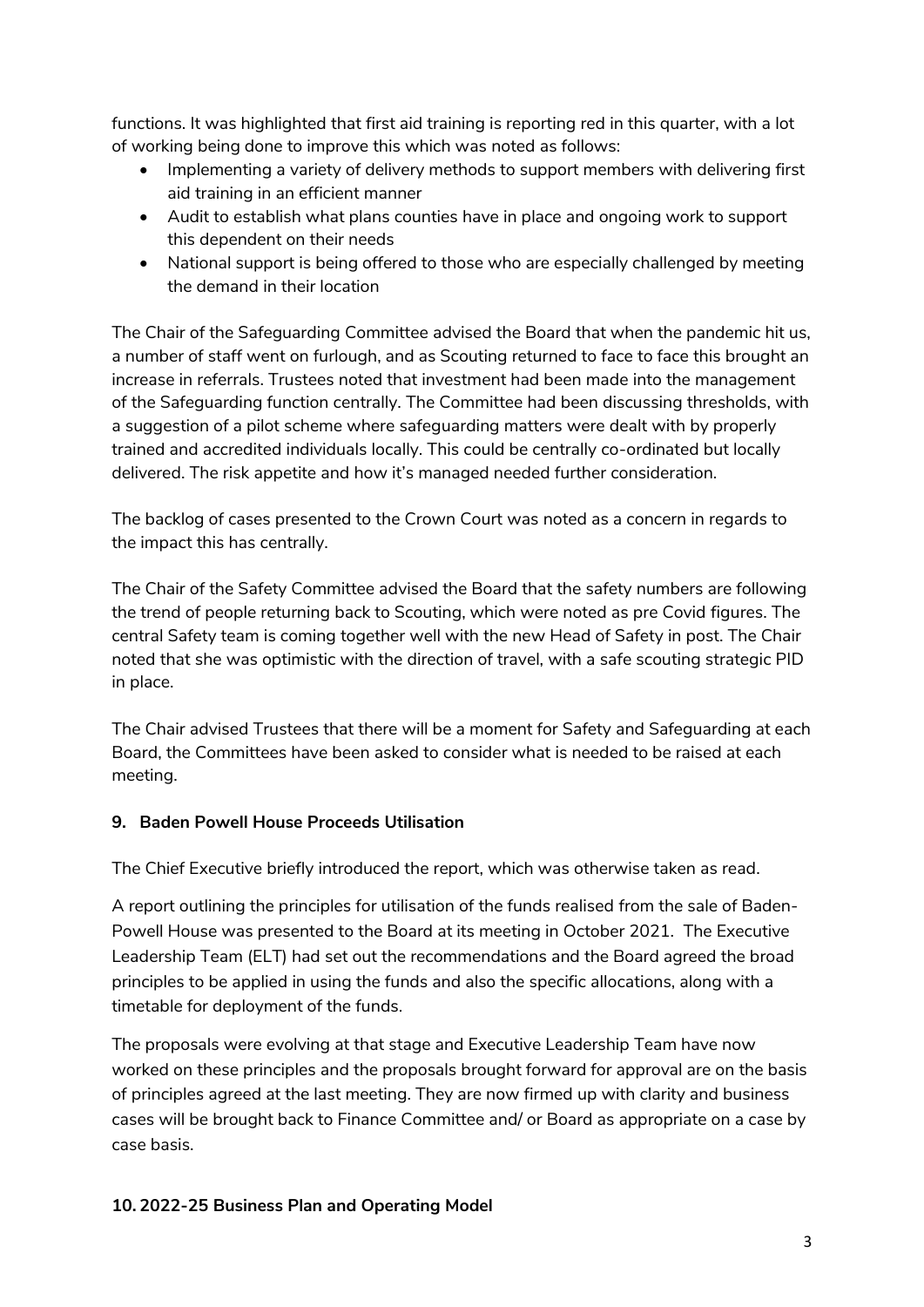functions. It was highlighted that first aid training is reporting red in this quarter, with a lot of working being done to improve this which was noted as follows:

- Implementing a variety of delivery methods to support members with delivering first aid training in an efficient manner
- Audit to establish what plans counties have in place and ongoing work to support this dependent on their needs
- National support is being offered to those who are especially challenged by meeting the demand in their location

The Chair of the Safeguarding Committee advised the Board that when the pandemic hit us, a number of staff went on furlough, and as Scouting returned to face to face this brought an increase in referrals. Trustees noted that investment had been made into the management of the Safeguarding function centrally. The Committee had been discussing thresholds, with a suggestion of a pilot scheme where safeguarding matters were dealt with by properly trained and accredited individuals locally. This could be centrally co-ordinated but locally delivered. The risk appetite and how it's managed needed further consideration.

The backlog of cases presented to the Crown Court was noted as a concern in regards to the impact this has centrally.

The Chair of the Safety Committee advised the Board that the safety numbers are following the trend of people returning back to Scouting, which were noted as pre Covid figures. The central Safety team is coming together well with the new Head of Safety in post. The Chair noted that she was optimistic with the direction of travel, with a safe scouting strategic PID in place.

The Chair advised Trustees that there will be a moment for Safety and Safeguarding at each Board, the Committees have been asked to consider what is needed to be raised at each meeting.

## 9. Baden Powell House Proceeds Utilisation

The Chief Executive briefly introduced the report, which was otherwise taken as read.

A report outlining the principles for utilisation of the funds realised from the sale of Baden-Powell House was presented to the Board at its meeting in October 2021. The Executive Leadership Team (ELT) had set out the recommendations and the Board agreed the broad principles to be applied in using the funds and also the specific allocations, along with a timetable for deployment of the funds.

The proposals were evolving at that stage and Executive Leadership Team have now worked on these principles and the proposals brought forward for approval are on the basis of principles agreed at the last meeting. They are now firmed up with clarity and business cases will be brought back to Finance Committee and/ or Board as appropriate on a case by case basis.

## 10. 2022-25 Business Plan and Operating Model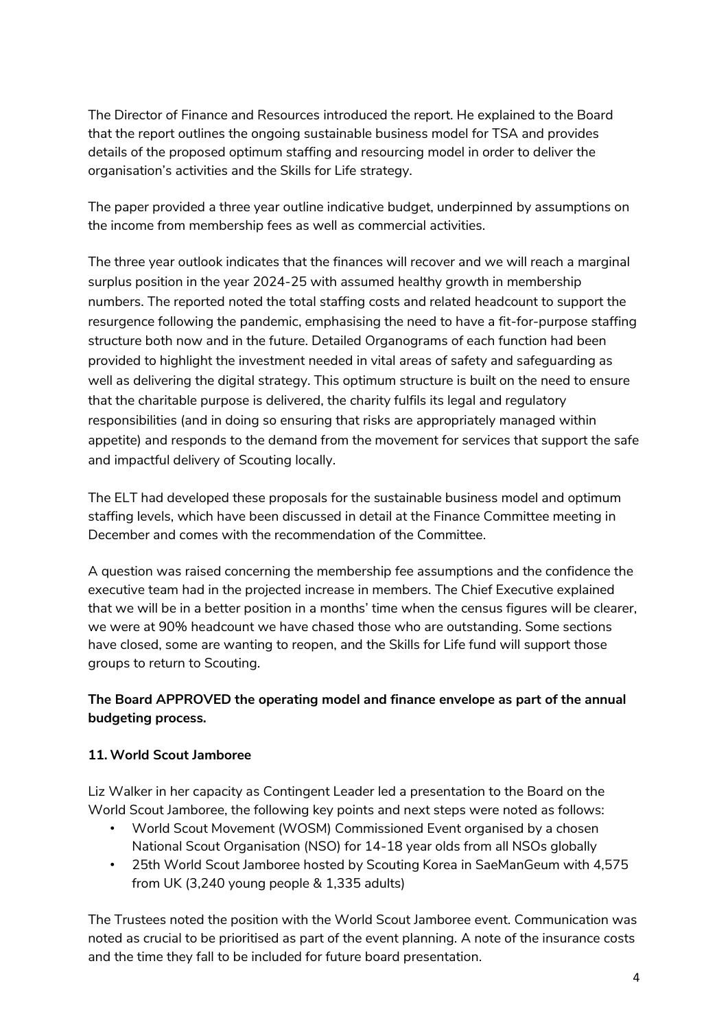The Director of Finance and Resources introduced the report. He explained to the Board that the report outlines the ongoing sustainable business model for TSA and provides details of the proposed optimum staffing and resourcing model in order to deliver the organisation's activities and the Skills for Life strategy.

The paper provided a three year outline indicative budget, underpinned by assumptions on the income from membership fees as well as commercial activities.

The three year outlook indicates that the finances will recover and we will reach a marginal surplus position in the year 2024-25 with assumed healthy growth in membership numbers. The reported noted the total staffing costs and related headcount to support the resurgence following the pandemic, emphasising the need to have a fit-for-purpose staffing structure both now and in the future. Detailed Organograms of each function had been provided to highlight the investment needed in vital areas of safety and safeguarding as well as delivering the digital strategy. This optimum structure is built on the need to ensure that the charitable purpose is delivered, the charity fulfils its legal and regulatory responsibilities (and in doing so ensuring that risks are appropriately managed within appetite) and responds to the demand from the movement for services that support the safe and impactful delivery of Scouting locally.

The ELT had developed these proposals for the sustainable business model and optimum staffing levels, which have been discussed in detail at the Finance Committee meeting in December and comes with the recommendation of the Committee.

A question was raised concerning the membership fee assumptions and the confidence the executive team had in the projected increase in members. The Chief Executive explained that we will be in a better position in a months' time when the census figures will be clearer, we were at 90% headcount we have chased those who are outstanding. Some sections have closed, some are wanting to reopen, and the Skills for Life fund will support those groups to return to Scouting.

**The Board APPROVED the operating model and finance envelope as part of the annual budgeting process.**

### 11. World Scout Jamboree

Liz Walker in her capacity as Contingent Leader led a presentation to the Board on the World Scout Jamboree, the following key points and next steps were noted as follows:

- World Scout Movement (WOSM) Commissioned Event organised by a chosen National Scout Organisation (NSO) for 14-18 year olds from all NSOs globally
- 25th World Scout Jamboree hosted by Scouting Korea in SaeManGeum with 4,575 from UK (3,240 young people & 1,335 adults)

The Trustees noted the position with the World Scout Jamboree event. Communication was noted as crucial to be prioritised as part of the event planning. A note of the insurance costs and the time they fall to be included for future board presentation.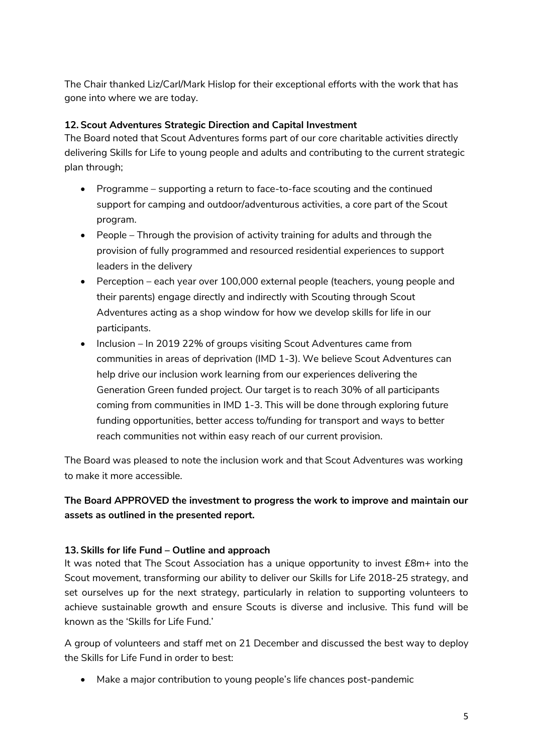The Chair thanked Liz/Carl/Mark Hislop for their exceptional efforts with the work that has gone into where we are today.

**12. Scout Adventures Strategic Direction and Capital Investment**

The Board noted that Scout Adventures forms part of our core charitable activities directly delivering Skills for Life to young people and adults and contributing to the current strategic plan through;

- Programme – supporting a return to face-to-face scouting and the continued support for camping and outdoor/adventurous activities, a core part of the Scout program.
- People – Through the provision of activity training for adults and through the provision of fully programmed and resourced residential experiences to support leaders in the delivery
- Perception – each year over 100,000 external people (teachers, young people and their parents) engage directly and indirectly with Scouting through Scout Adventures acting as a shop window for how we develop skills for life in our participants.
- Inclusion – In 2019 22% of groups visiting Scout Adventures came from communities in areas of deprivation (IMD 1-3). We believe Scout Adventures can help drive our inclusion work learning from our experiences delivering the Generation Green funded project. Our target is to reach 30% of all participants coming from communities in IMD 1-3. This will be done through exploring future funding opportunities, better access to/funding for transport and ways to better reach communities not within easy reach of our current provision.

The Board was pleased to note the inclusion work and that Scout Adventures was working to make it more accessible.

**The Board APPROVED the investment to progress the work to improve and maintain our assets as outlined in the presented report.**

**13. Skills for life Fund – Outline and approach**

It was noted that The Scout Association has a unique opportunity to invest £8m+ into the Scout movement, transforming our ability to deliver our Skills for Life 2018-25 strategy, and set ourselves up for the next strategy, particularly in relation to supporting volunteers to achieve sustainable growth and ensure Scouts is diverse and inclusive. This fund will be known as the 'Skills for Life Fund.'

A group of volunteers and staff met on 21 December and discussed the best way to deploy the Skills for Life Fund in order to best:

- Make a major contribution to young people's life chances post-pandemic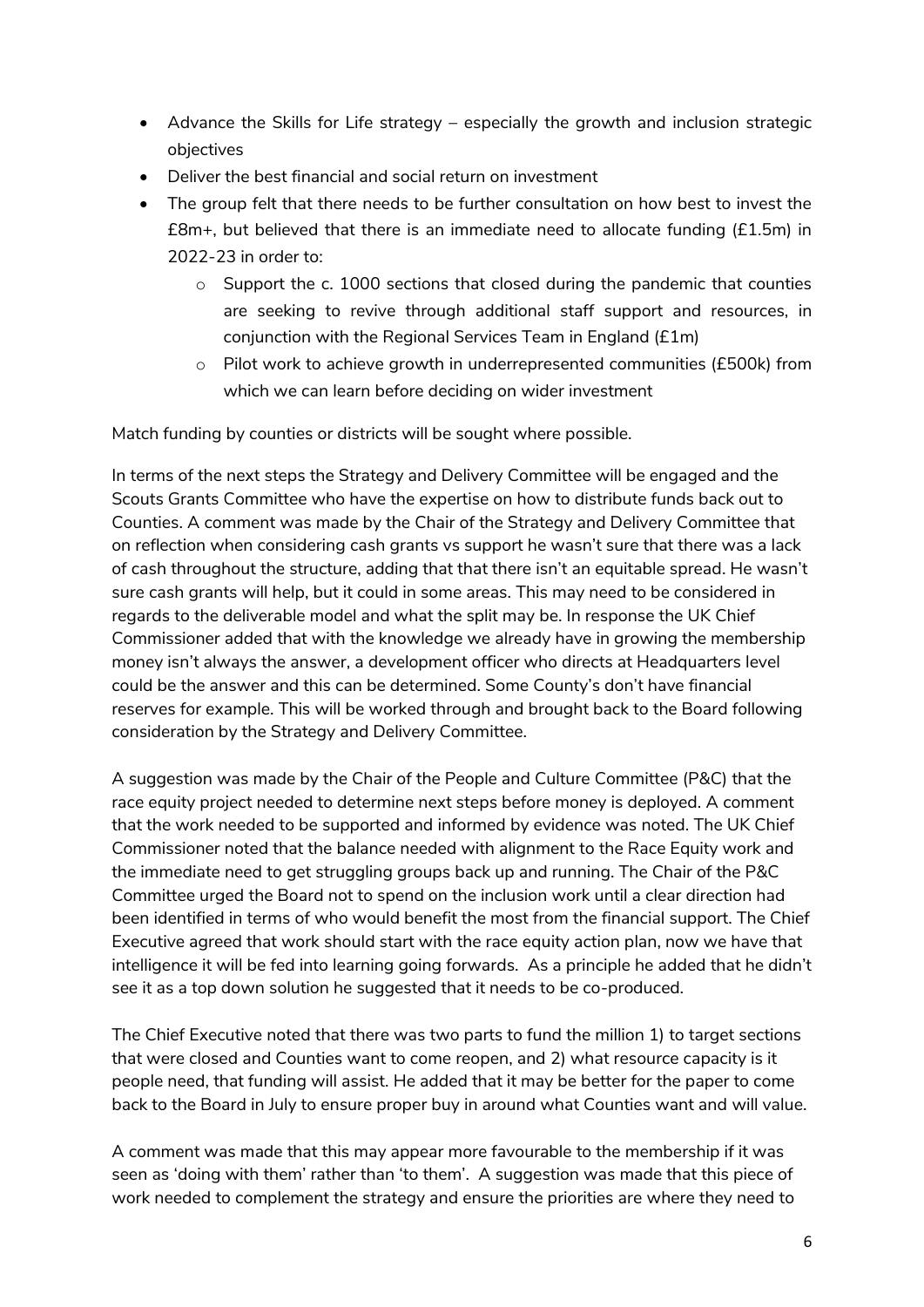- Advance the Skills for Life strategy – especially the growth and inclusion strategic objectives
- Deliver the best financial and social return on investment
- The group felt that there needs to be further consultation on how best to invest the £8m+, but believed that there is an immediate need to allocate funding (£1.5m) in 2022-23 in order to:
  - Support the c. 1000 sections that closed during the pandemic that counties are seeking to revive through additional staff support and resources, in conjunction with the Regional Services Team in England (£1m)
  - Pilot work to achieve growth in underrepresented communities (£500k) from which we can learn before deciding on wider investment

Match funding by counties or districts will be sought where possible.

In terms of the next steps the Strategy and Delivery Committee will be engaged and the Scouts Grants Committee who have the expertise on how to distribute funds back out to Counties. A comment was made by the Chair of the Strategy and Delivery Committee that on reflection when considering cash grants vs support he wasn't sure that there was a lack of cash throughout the structure, adding that that there isn't an equitable spread. He wasn't sure cash grants will help, but it could in some areas. This may need to be considered in regards to the deliverable model and what the split may be. In response the UK Chief Commissioner added that with the knowledge we already have in growing the membership money isn't always the answer, a development officer who directs at Headquarters level could be the answer and this can be determined. Some County's don't have financial reserves for example. This will be worked through and brought back to the Board following consideration by the Strategy and Delivery Committee.

A suggestion was made by the Chair of the People and Culture Committee (P&C) that the race equity project needed to determine next steps before money is deployed. A comment that the work needed to be supported and informed by evidence was noted. The UK Chief Commissioner noted that the balance needed with alignment to the Race Equity work and the immediate need to get struggling groups back up and running. The Chair of the P&C Committee urged the Board not to spend on the inclusion work until a clear direction had been identified in terms of who would benefit the most from the financial support. The Chief Executive agreed that work should start with the race equity action plan, now we have that intelligence it will be fed into learning going forwards. As a principle he added that he didn't see it as a top down solution he suggested that it needs to be co-produced.

The Chief Executive noted that there was two parts to fund the million 1) to target sections that were closed and Counties want to come reopen, and 2) what resource capacity is it people need, that funding will assist. He added that it may be better for the paper to come back to the Board in July to ensure proper buy in around what Counties want and will value.

A comment was made that this may appear more favourable to the membership if it was seen as 'doing with them' rather than 'to them'. A suggestion was made that this piece of work needed to complement the strategy and ensure the priorities are where they need to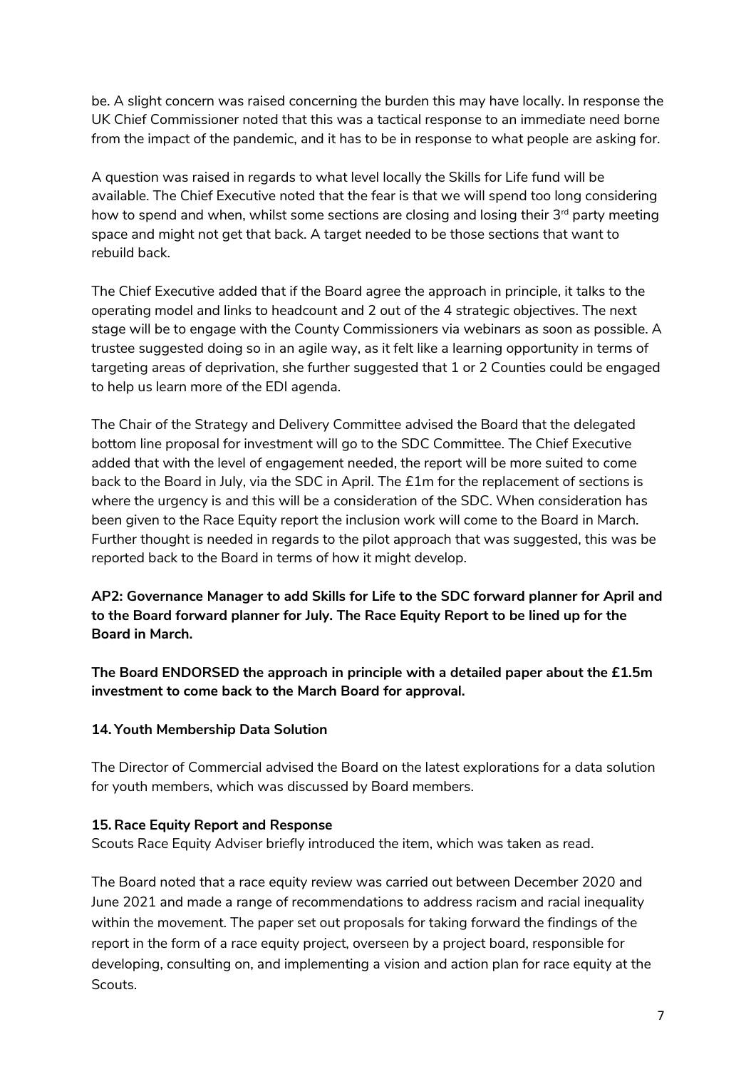be. A slight concern was raised concerning the burden this may have locally. In response the UK Chief Commissioner noted that this was a tactical response to an immediate need borne from the impact of the pandemic, and it has to be in response to what people are asking for.

A question was raised in regards to what level locally the Skills for Life fund will be available. The Chief Executive noted that the fear is that we will spend too long considering how to spend and when, whilst some sections are closing and losing their 3rd party meeting space and might not get that back. A target needed to be those sections that want to rebuild back.

The Chief Executive added that if the Board agree the approach in principle, it talks to the operating model and links to headcount and 2 out of the 4 strategic objectives. The next stage will be to engage with the County Commissioners via webinars as soon as possible. A trustee suggested doing so in an agile way, as it felt like a learning opportunity in terms of targeting areas of deprivation, she further suggested that 1 or 2 Counties could be engaged to help us learn more of the EDI agenda.

The Chair of the Strategy and Delivery Committee advised the Board that the delegated bottom line proposal for investment will go to the SDC Committee. The Chief Executive added that with the level of engagement needed, the report will be more suited to come back to the Board in July, via the SDC in April. The £1m for the replacement of sections is where the urgency is and this will be a consideration of the SDC. When consideration has been given to the Race Equity report the inclusion work will come to the Board in March. Further thought is needed in regards to the pilot approach that was suggested, this was be reported back to the Board in terms of how it might develop.

**AP2: Governance Manager to add Skills for Life to the SDC forward planner for April and to the Board forward planner for July. The Race Equity Report to be lined up for the Board in March.**

**The Board ENDORSED the approach in principle with a detailed paper about the £1.5m investment to come back to the March Board for approval.**

### 14. Youth Membership Data Solution

The Director of Commercial advised the Board on the latest explorations for a data solution for youth members, which was discussed by Board members.

### 15. Race Equity Report and Response

Scouts Race Equity Adviser briefly introduced the item, which was taken as read.

The Board noted that a race equity review was carried out between December 2020 and June 2021 and made a range of recommendations to address racism and racial inequality within the movement. The paper set out proposals for taking forward the findings of the report in the form of a race equity project, overseen by a project board, responsible for developing, consulting on, and implementing a vision and action plan for race equity at the Scouts.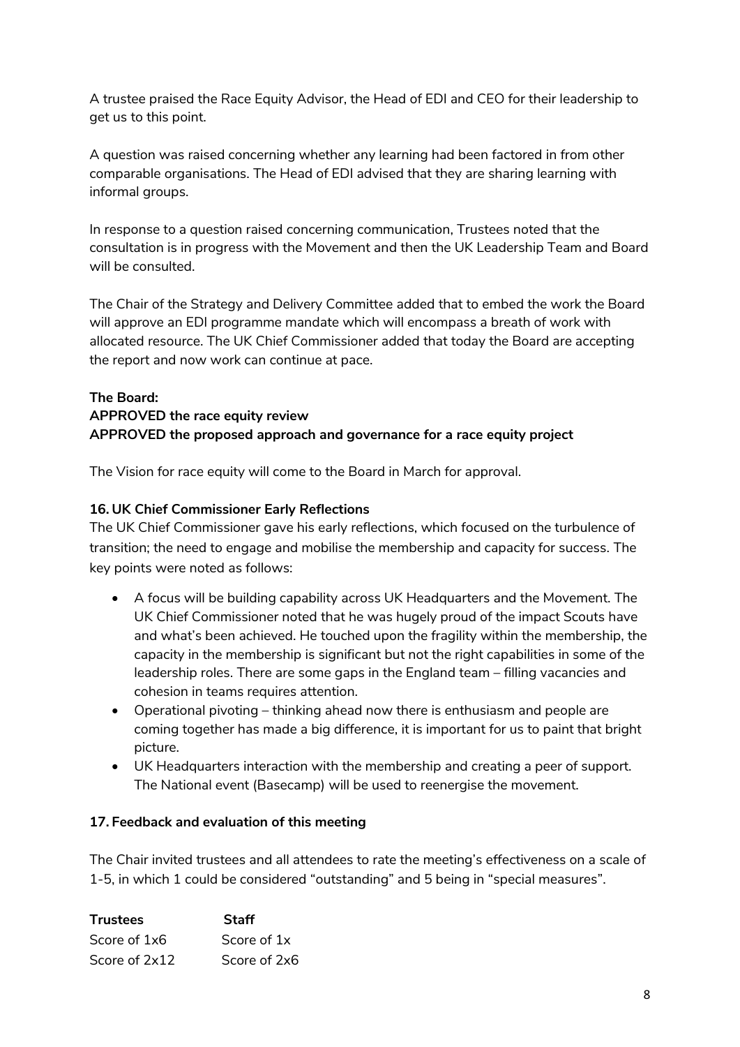A trustee praised the Race Equity Advisor, the Head of EDI and CEO for their leadership to get us to this point.

A question was raised concerning whether any learning had been factored in from other comparable organisations. The Head of EDI advised that they are sharing learning with informal groups.

In response to a question raised concerning communication, Trustees noted that the consultation is in progress with the Movement and then the UK Leadership Team and Board will be consulted.

The Chair of the Strategy and Delivery Committee added that to embed the work the Board will approve an EDI programme mandate which will encompass a breath of work with allocated resource. The UK Chief Commissioner added that today the Board are accepting the report and now work can continue at pace.

**The Board:**
**APPROVED the race equity review**
**APPROVED the proposed approach and governance for a race equity project**

The Vision for race equity will come to the Board in March for approval.

### 16. UK Chief Commissioner Early Reflections

The UK Chief Commissioner gave his early reflections, which focused on the turbulence of transition; the need to engage and mobilise the membership and capacity for success. The key points were noted as follows:

- A focus will be building capability across UK Headquarters and the Movement. The UK Chief Commissioner noted that he was hugely proud of the impact Scouts have and what's been achieved. He touched upon the fragility within the membership, the capacity in the membership is significant but not the right capabilities in some of the leadership roles. There are some gaps in the England team – filling vacancies and cohesion in teams requires attention.
- Operational pivoting – thinking ahead now there is enthusiasm and people are coming together has made a big difference, it is important for us to paint that bright picture.
- UK Headquarters interaction with the membership and creating a peer of support. The National event (Basecamp) will be used to reenergise the movement.

### 17. Feedback and evaluation of this meeting

The Chair invited trustees and all attendees to rate the meeting's effectiveness on a scale of 1-5, in which 1 could be considered "outstanding" and 5 being in "special measures".

| Trustees | Staff |
|---|---|
| Score of 1x6 | Score of 1x |
| Score of 2x12 | Score of 2x6 |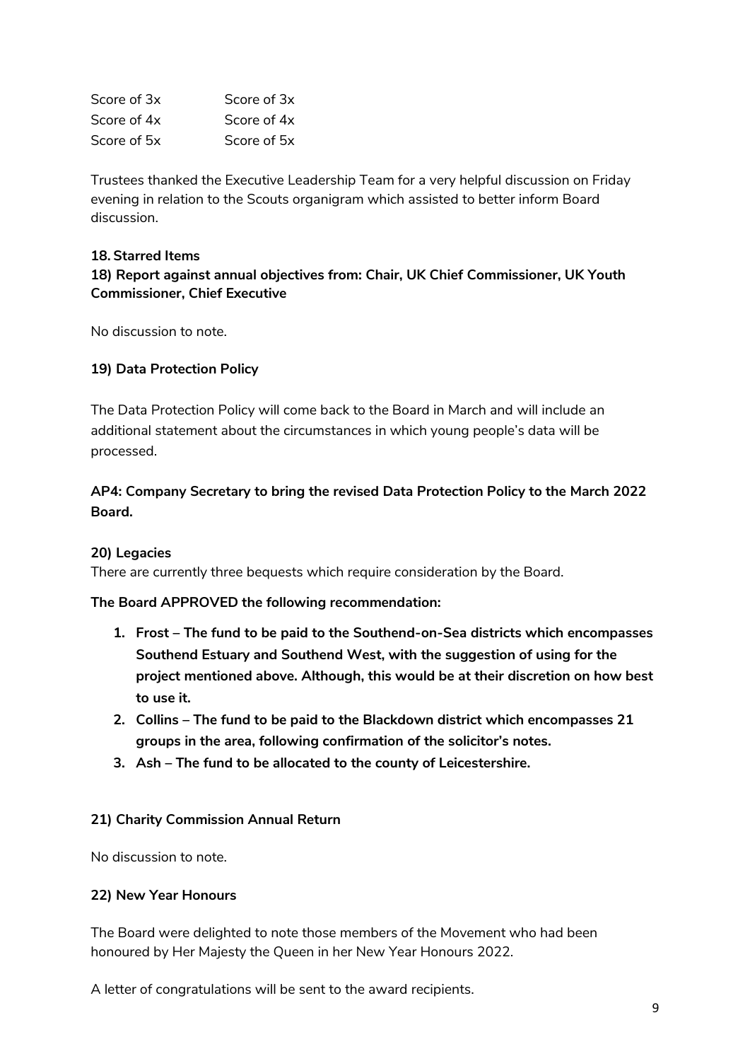| | |
|---|---|
| Score of 3x | Score of 3x |
| Score of 4x | Score of 4x |
| Score of 5x | Score of 5x |

Trustees thanked the Executive Leadership Team for a very helpful discussion on Friday evening in relation to the Scouts organigram which assisted to better inform Board discussion.

### 18. Starred Items

### 18) Report against annual objectives from: Chair, UK Chief Commissioner, UK Youth Commissioner, Chief Executive

No discussion to note.

### 19) Data Protection Policy

The Data Protection Policy will come back to the Board in March and will include an additional statement about the circumstances in which young people's data will be processed.

**AP4: Company Secretary to bring the revised Data Protection Policy to the March 2022 Board.**

### 20) Legacies

There are currently three bequests which require consideration by the Board.

**The Board APPROVED the following recommendation:**

1. **Frost – The fund to be paid to the Southend-on-Sea districts which encompasses Southend Estuary and Southend West, with the suggestion of using for the project mentioned above. Although, this would be at their discretion on how best to use it.**
2. **Collins – The fund to be paid to the Blackdown district which encompasses 21 groups in the area, following confirmation of the solicitor's notes.**
3. **Ash – The fund to be allocated to the county of Leicestershire.**

### 21) Charity Commission Annual Return

No discussion to note.

### 22) New Year Honours

The Board were delighted to note those members of the Movement who had been honoured by Her Majesty the Queen in her New Year Honours 2022.

A letter of congratulations will be sent to the award recipients.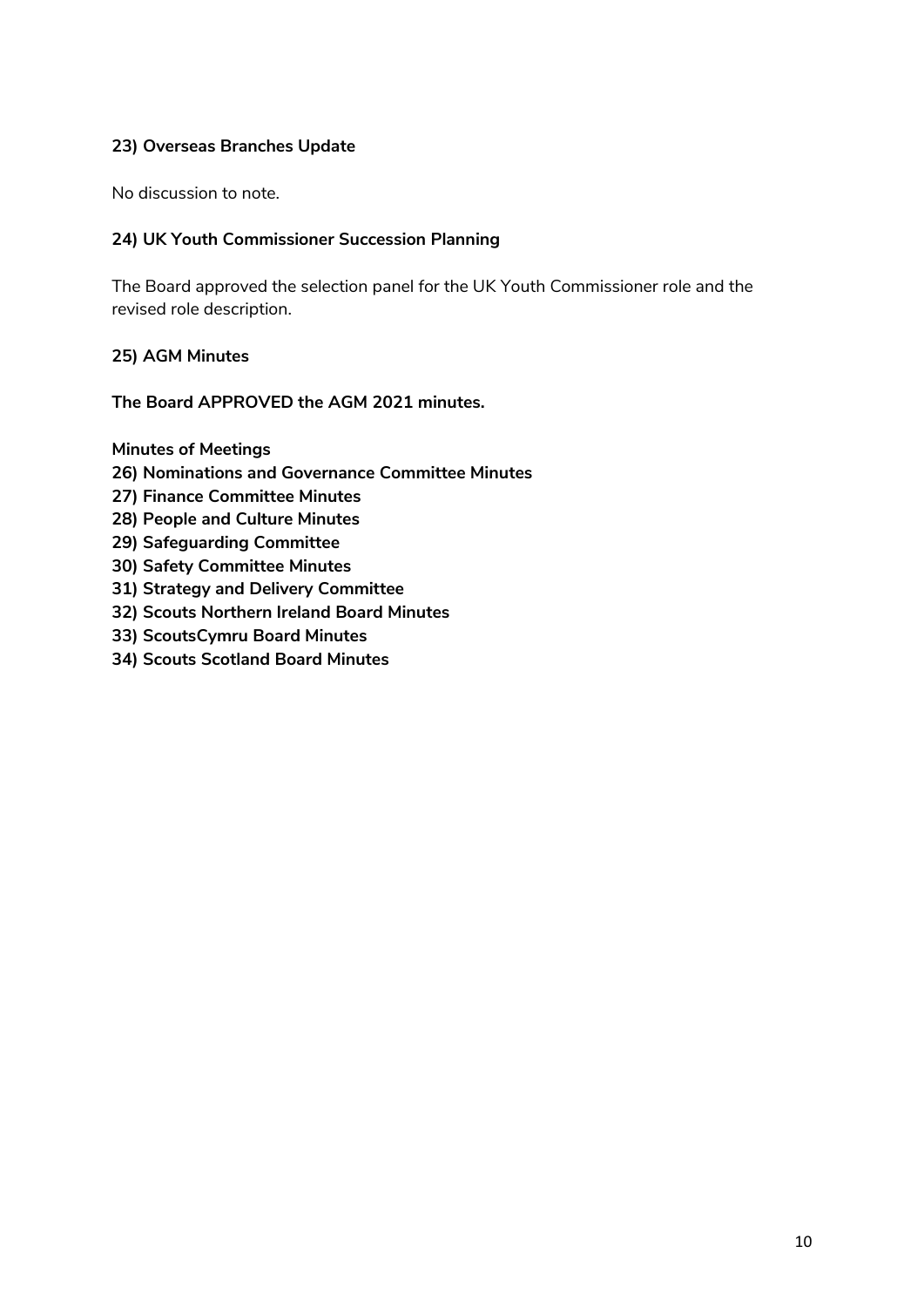**23) Overseas Branches Update**

No discussion to note.

**24) UK Youth Commissioner Succession Planning**

The Board approved the selection panel for the UK Youth Commissioner role and the revised role description.

**25) AGM Minutes**

**The Board APPROVED the AGM 2021 minutes.**

**Minutes of Meetings**

**26) Nominations and Governance Committee Minutes**

**27) Finance Committee Minutes**

**28) People and Culture Minutes**

**29) Safeguarding Committee**

**30) Safety Committee Minutes**

**31) Strategy and Delivery Committee**

**32) Scouts Northern Ireland Board Minutes**

**33) ScoutsCymru Board Minutes**

**34) Scouts Scotland Board Minutes**